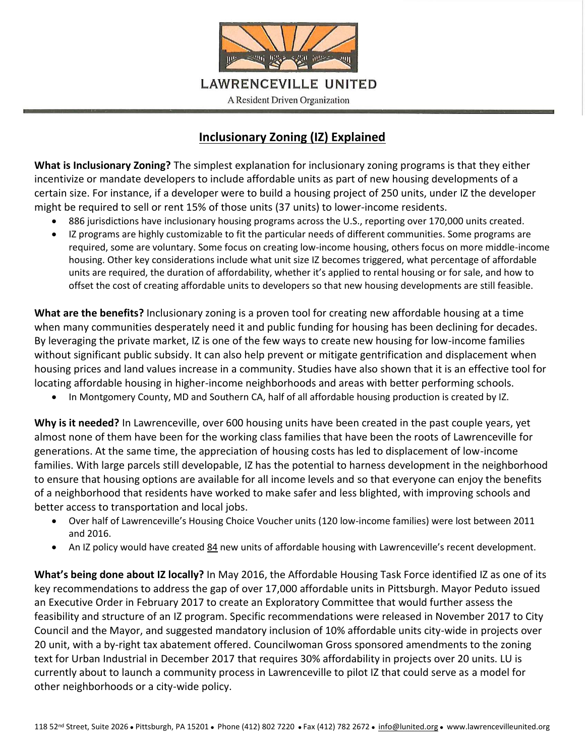# LAWRENCEVILLE UNITED

A Resident Driven Organization

## Inclusionary Zoning (IZ) Explained

**What is Inclusionary Zoning?** The simplest explanation for inclusionary zoning programs is that they either incentivize or mandate developers to include affordable units as part of new housing developments of a certain size. For instance, if a developer were to build a housing project of 250 units, under IZ the developer might be required to sell or rent 15% of those units (37 units) to lower-income residents.

- 886 jurisdictions have inclusionary housing programs across the U.S., reporting over 170,000 units created.
- IZ programs are highly customizable to fit the particular needs of different communities. Some programs are required, some are voluntary. Some focus on creating low-income housing, others focus on more middle-income housing. Other key considerations include what unit size IZ becomes triggered, what percentage of affordable units are required, the duration of affordability, whether it's applied to rental housing or for sale, and how to offset the cost of creating affordable units to developers so that new housing developments are still feasible.

**What are the benefits?** Inclusionary zoning is a proven tool for creating new affordable housing at a time when many communities desperately need it and public funding for housing has been declining for decades. By leveraging the private market, IZ is one of the few ways to create new housing for low-income families without significant public subsidy. It can also help prevent or mitigate gentrification and displacement when housing prices and land values increase in a community. Studies have also shown that it is an effective tool for locating affordable housing in higher-income neighborhoods and areas with better performing schools.

- In Montgomery County, MD and Southern CA, half of all affordable housing production is created by IZ.

**Why is it needed?** In Lawrenceville, over 600 housing units have been created in the past couple years, yet almost none of them have been for the working class families that have been the roots of Lawrenceville for generations. At the same time, the appreciation of housing costs has led to displacement of low-income families. With large parcels still developable, IZ has the potential to harness development in the neighborhood to ensure that housing options are available for all income levels and so that everyone can enjoy the benefits of a neighborhood that residents have worked to make safer and less blighted, with improving schools and better access to transportation and local jobs.

- Over half of Lawrenceville's Housing Choice Voucher units (120 low-income families) were lost between 2011 and 2016.
- An IZ policy would have created <u>84</u> new units of affordable housing with Lawrenceville's recent development.

**What's being done about IZ locally?** In May 2016, the Affordable Housing Task Force identified IZ as one of its key recommendations to address the gap of over 17,000 affordable units in Pittsburgh. Mayor Peduto issued an Executive Order in February 2017 to create an Exploratory Committee that would further assess the feasibility and structure of an IZ program. Specific recommendations were released in November 2017 to City Council and the Mayor, and suggested mandatory inclusion of 10% affordable units city-wide in projects over 20 unit, with a by-right tax abatement offered. Councilwoman Gross sponsored amendments to the zoning text for Urban Industrial in December 2017 that requires 30% affordability in projects over 20 units. LU is currently about to launch a community process in Lawrenceville to pilot IZ that could serve as a model for other neighborhoods or a city-wide policy.

118 52nd Street, Suite 2026 • Pittsburgh, PA 15201 • Phone (412) 802 7220 • Fax (412) 782 2672 • info@lunited.org • www.lawrencevilleunited.org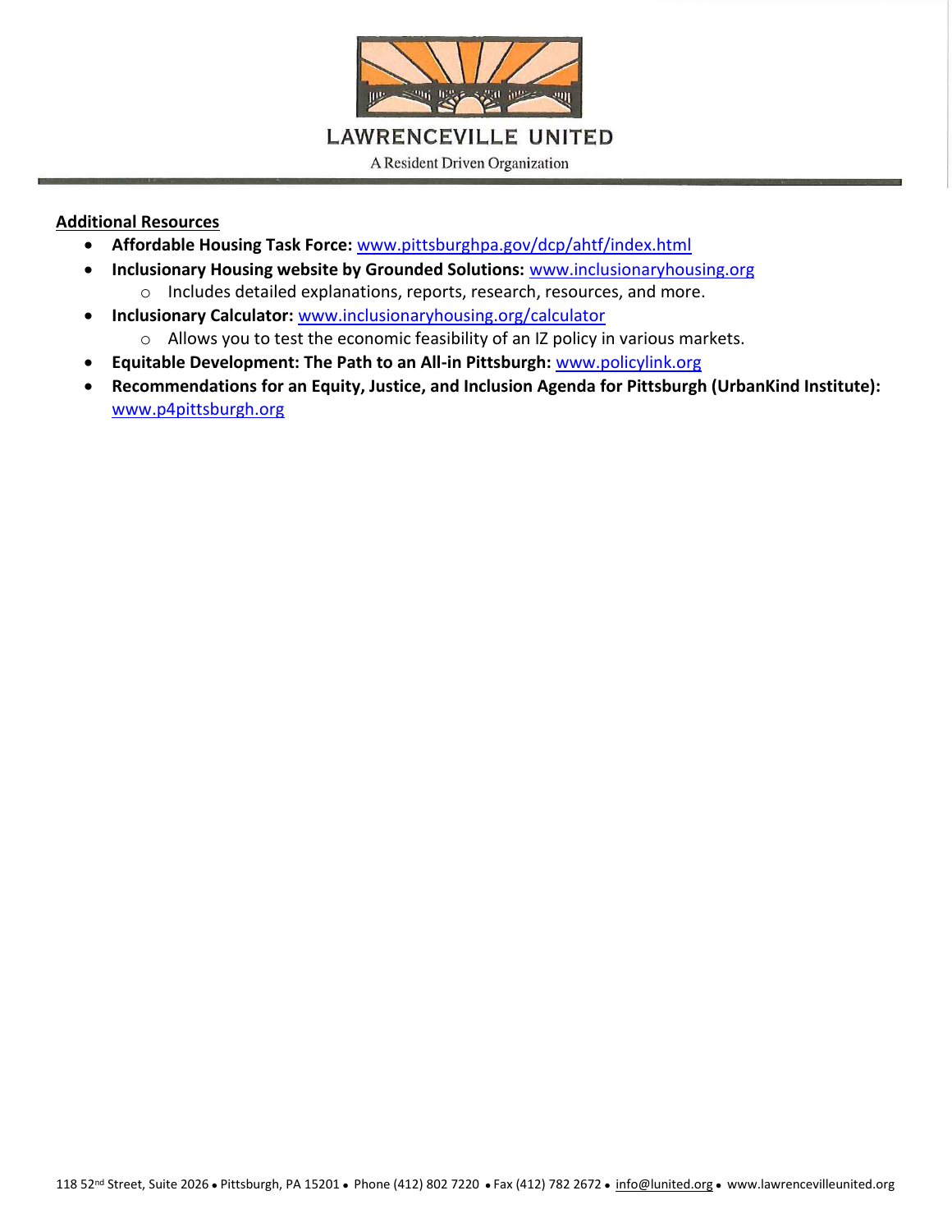**LAWRENCEVILLE UNITED**

A Resident Driven Organization

## Additional Resources

- **Affordable Housing Task Force:** www.pittsburghpa.gov/dcp/ahtf/index.html
- **Inclusionary Housing website by Grounded Solutions:** www.inclusionaryhousing.org
  - Includes detailed explanations, reports, research, resources, and more.
- **Inclusionary Calculator:** www.inclusionaryhousing.org/calculator
  - Allows you to test the economic feasibility of an IZ policy in various markets.
- **Equitable Development: The Path to an All-in Pittsburgh:** www.policylink.org
- **Recommendations for an Equity, Justice, and Inclusion Agenda for Pittsburgh (UrbanKind Institute):** www.p4pittsburgh.org

118 52nd Street, Suite 2026 • Pittsburgh, PA 15201 • Phone (412) 802 7220 • Fax (412) 782 2672 • info@lunited.org • www.lawrencevilleunited.org